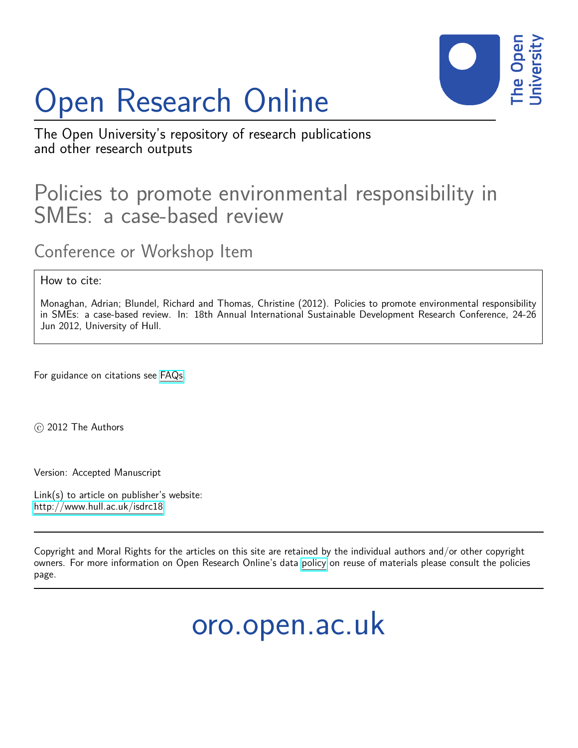# Open Research Online

The Open University's repository of research publications and other research outputs

## Policies to promote environmental responsibility in SMEs: a case-based review

### Conference or Workshop Item

How to cite:

Monaghan, Adrian; Blundel, Richard and Thomas, Christine (2012). Policies to promote environmental responsibility in SMEs: a case-based review. In: 18th Annual International Sustainable Development Research Conference, 24-26 Jun 2012, University of Hull.

For guidance on citations see FAQs.

© 2012 The Authors

Version: Accepted Manuscript

Link(s) to article on publisher's website:
http://www.hull.ac.uk/isdrc18

---

Copyright and Moral Rights for the articles on this site are retained by the individual authors and/or other copyright owners. For more information on Open Research Online's data policy on reuse of materials please consult the policies page.

---

oro.open.ac.uk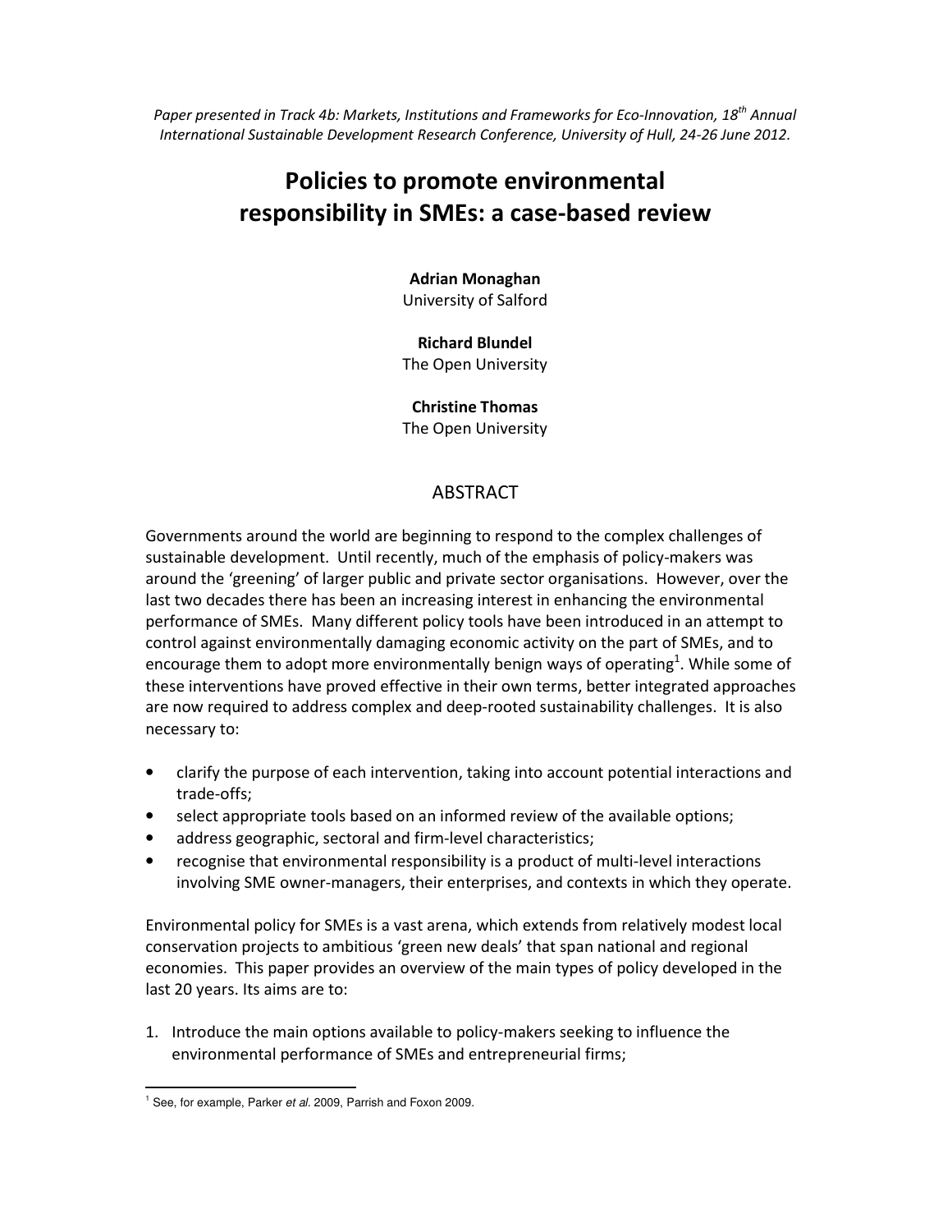*Paper presented in Track 4b: Markets, Institutions and Frameworks for Eco-Innovation, 18th Annual International Sustainable Development Research Conference, University of Hull, 24-26 June 2012.*

# Policies to promote environmental responsibility in SMEs: a case-based review

**Adrian Monaghan**
University of Salford

**Richard Blundel**
The Open University

**Christine Thomas**
The Open University

## ABSTRACT

Governments around the world are beginning to respond to the complex challenges of sustainable development. Until recently, much of the emphasis of policy-makers was around the 'greening' of larger public and private sector organisations. However, over the last two decades there has been an increasing interest in enhancing the environmental performance of SMEs. Many different policy tools have been introduced in an attempt to control against environmentally damaging economic activity on the part of SMEs, and to encourage them to adopt more environmentally benign ways of operating[1]. While some of these interventions have proved effective in their own terms, better integrated approaches are now required to address complex and deep-rooted sustainability challenges. It is also necessary to:

- clarify the purpose of each intervention, taking into account potential interactions and trade-offs;
- select appropriate tools based on an informed review of the available options;
- address geographic, sectoral and firm-level characteristics;
- recognise that environmental responsibility is a product of multi-level interactions involving SME owner-managers, their enterprises, and contexts in which they operate.

Environmental policy for SMEs is a vast arena, which extends from relatively modest local conservation projects to ambitious 'green new deals' that span national and regional economies. This paper provides an overview of the main types of policy developed in the last 20 years. Its aims are to:

1. Introduce the main options available to policy-makers seeking to influence the environmental performance of SMEs and entrepreneurial firms;

[1] See, for example, Parker *et al*. 2009, Parrish and Foxon 2009.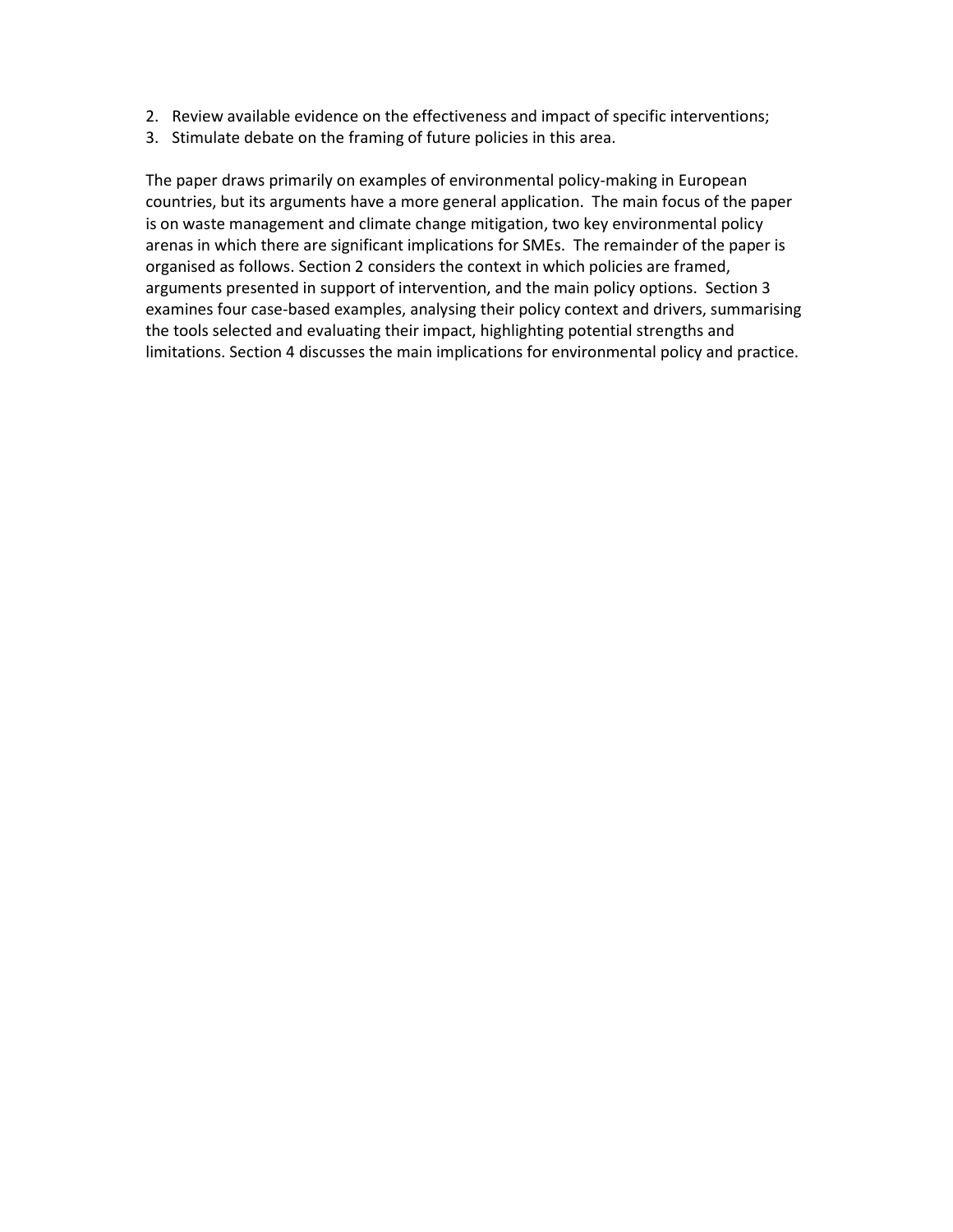2. Review available evidence on the effectiveness and impact of specific interventions;
3. Stimulate debate on the framing of future policies in this area.

The paper draws primarily on examples of environmental policy-making in European countries, but its arguments have a more general application. The main focus of the paper is on waste management and climate change mitigation, two key environmental policy arenas in which there are significant implications for SMEs. The remainder of the paper is organised as follows. Section 2 considers the context in which policies are framed, arguments presented in support of intervention, and the main policy options. Section 3 examines four case-based examples, analysing their policy context and drivers, summarising the tools selected and evaluating their impact, highlighting potential strengths and limitations. Section 4 discusses the main implications for environmental policy and practice.